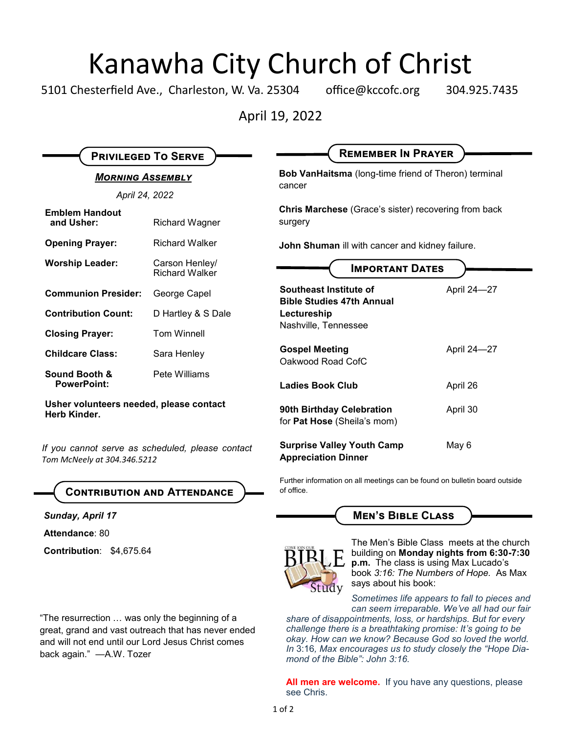# Kanawha City Church of Christ

5101 Chesterfield Ave., Charleston, W. Va. 25304 office@kccofc.org 304.925.7435

April 19, 2022

## Privileged To Serve

### *Morning Assembly*

*April 24, 2022*

| | |
|---|---|
| **Emblem Handout and Usher:** | Richard Wagner |
| **Opening Prayer:** | Richard Walker |
| **Worship Leader:** | Carson Henley/ Richard Walker |
| **Communion Presider:** | George Capel |
| **Contribution Count:** | D Hartley & S Dale |
| **Closing Prayer:** | Tom Winnell |
| **Childcare Class:** | Sara Henley |
| **Sound Booth & PowerPoint:** | Pete Williams |

**Usher volunteers needed, please contact Herb Kinder.**

*If you cannot serve as scheduled, please contact Tom McNeely at 304.346.5212*

## Contribution and Attendance

***Sunday, April 17***

**Attendance**: 80

**Contribution**: $4,675.64

"The resurrection … was only the beginning of a great, grand and vast outreach that has never ended and will not end until our Lord Jesus Christ comes back again." —A.W. Tozer

## Remember In Prayer

**Bob VanHaitsma** (long-time friend of Theron) terminal cancer

**Chris Marchese** (Grace's sister) recovering from back surgery

**John Shuman** ill with cancer and kidney failure.

## Important Dates

| | |
|---|---|
| **Southeast Institute of Bible Studies 47th Annual Lectureship** Nashville, Tennessee | April 24—27 |
| **Gospel Meeting** Oakwood Road CofC | April 24—27 |
| **Ladies Book Club** | April 26 |
| **90th Birthday Celebration** for **Pat Hose** (Sheila's mom) | April 30 |
| **Surprise Valley Youth Camp Appreciation Dinner** | May 6 |

Further information on all meetings can be found on bulletin board outside of office.

## Men's Bible Class

The Men's Bible Class meets at the church building on **Monday nights from 6:30-7:30 p.m.** The class is using Max Lucado's book *3:16: The Numbers of Hope.* As Max says about his book:

*Sometimes life appears to fall to pieces and can seem irreparable. We've all had our fair share of disappointments, loss, or hardships. But for every challenge there is a breathtaking promise: It's going to be okay. How can we know? Because God so loved the world. In* 3:16, *Max encourages us to study closely the "Hope Diamond of the Bible": John 3:16.*

**All men are welcome.** If you have any questions, please see Chris.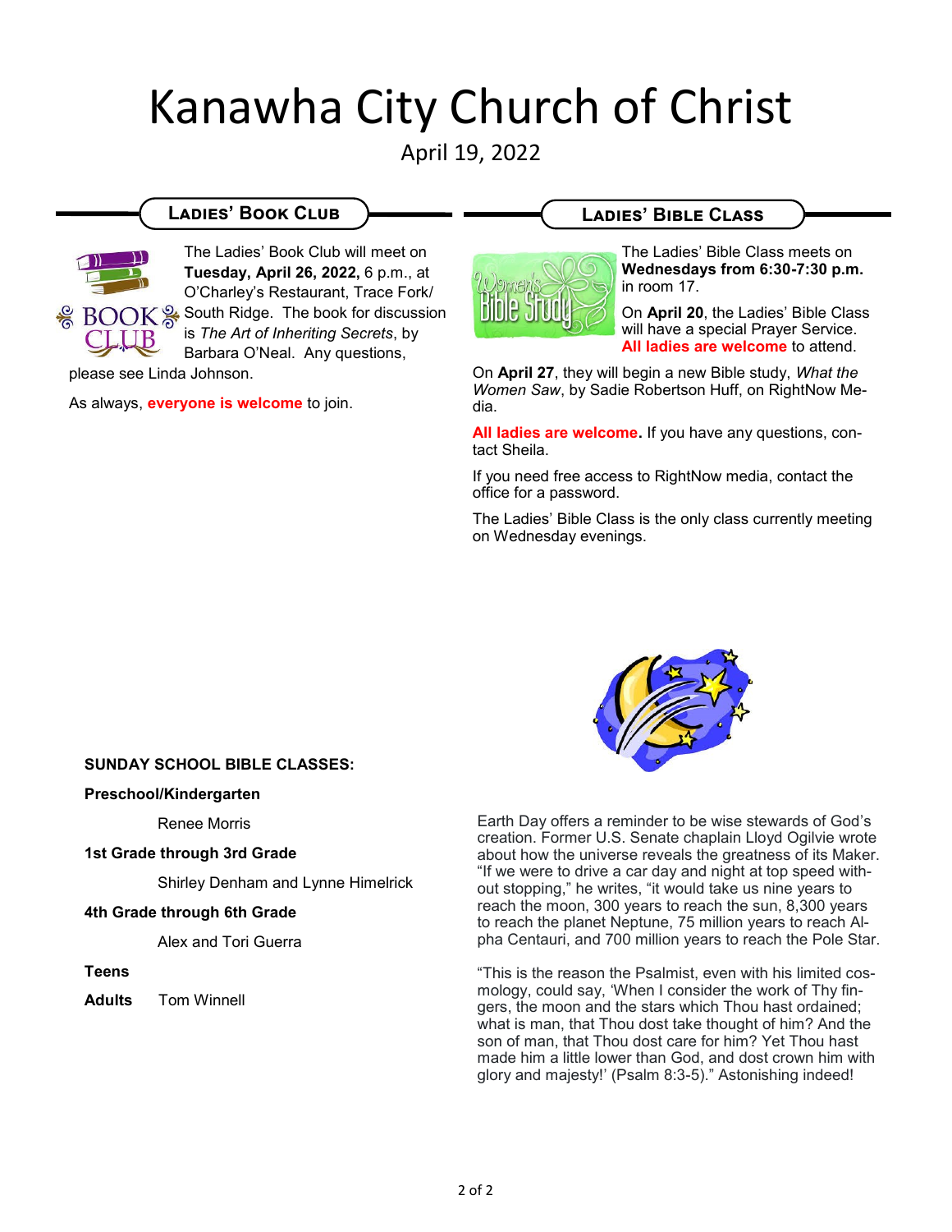# Kanawha City Church of Christ

April 19, 2022

## Ladies' Book Club

The Ladies' Book Club will meet on **Tuesday, April 26, 2022,** 6 p.m., at O'Charley's Restaurant, Trace Fork/ South Ridge. The book for discussion is *The Art of Inheriting Secrets*, by Barbara O'Neal. Any questions, please see Linda Johnson.

As always, **everyone is welcome** to join.

## Ladies' Bible Class

The Ladies' Bible Class meets on **Wednesdays from 6:30-7:30 p.m.** in room 17.

On **April 20**, the Ladies' Bible Class will have a special Prayer Service. **All ladies are welcome** to attend.

On **April 27**, they will begin a new Bible study, *What the Women Saw*, by Sadie Robertson Huff, on RightNow Media.

**All ladies are welcome.** If you have any questions, contact Sheila.

If you need free access to RightNow media, contact the office for a password.

The Ladies' Bible Class is the only class currently meeting on Wednesday evenings.

**SUNDAY SCHOOL BIBLE CLASSES:**

**Preschool/Kindergarten**

Renee Morris

**1st Grade through 3rd Grade**

Shirley Denham and Lynne Himelrick

**4th Grade through 6th Grade**

Alex and Tori Guerra

**Teens**

**Adults** Tom Winnell

Earth Day offers a reminder to be wise stewards of God's creation. Former U.S. Senate chaplain Lloyd Ogilvie wrote about how the universe reveals the greatness of its Maker. "If we were to drive a car day and night at top speed without stopping," he writes, "it would take us nine years to reach the moon, 300 years to reach the sun, 8,300 years to reach the planet Neptune, 75 million years to reach Alpha Centauri, and 700 million years to reach the Pole Star.

"This is the reason the Psalmist, even with his limited cosmology, could say, 'When I consider the work of Thy fingers, the moon and the stars which Thou hast ordained; what is man, that Thou dost take thought of him? And the son of man, that Thou dost care for him? Yet Thou hast made him a little lower than God, and dost crown him with glory and majesty!' (Psalm 8:3-5)." Astonishing indeed!